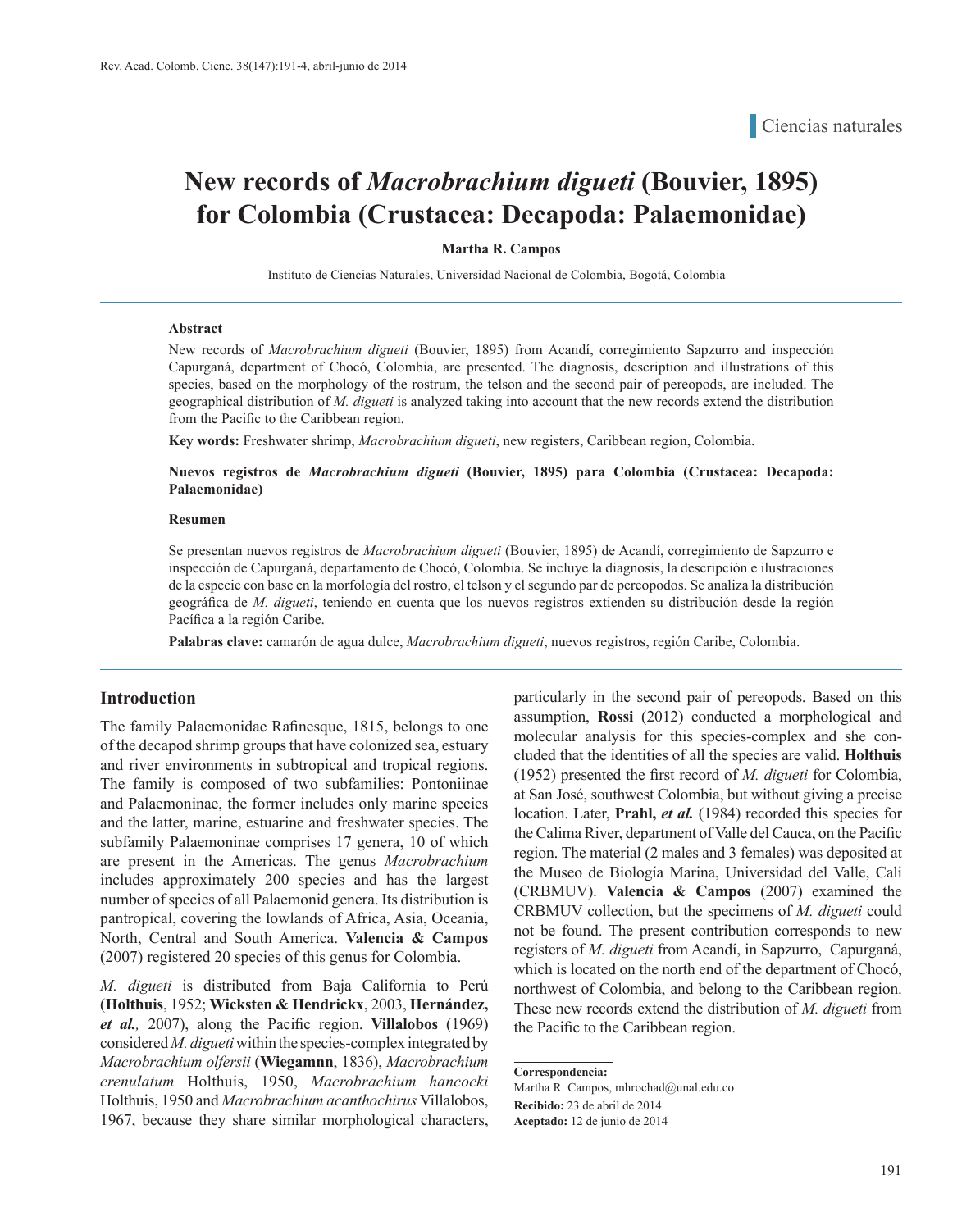Ciencias naturales

# New records of *Macrobrachium digueti* (Bouvier, 1895) for Colombia (Crustacea: Decapoda: Palaemonidae)

**Martha R. Campos**

Instituto de Ciencias Naturales, Universidad Nacional de Colombia, Bogotá, Colombia

### Abstract

New records of *Macrobrachium digueti* (Bouvier, 1895) from Acandí, corregimiento Sapzurro and inspección Capurganá, department of Chocó, Colombia, are presented. The diagnosis, description and illustrations of this species, based on the morphology of the rostrum, the telson and the second pair of pereopods, are included. The geographical distribution of *M. digueti* is analyzed taking into account that the new records extend the distribution from the Pacific to the Caribbean region.

**Key words:** Freshwater shrimp, *Macrobrachium digueti*, new registers, Caribbean region, Colombia.

**Nuevos registros de *Macrobrachium digueti* (Bouvier, 1895) para Colombia (Crustacea: Decapoda: Palaemonidae)**

### Resumen

Se presentan nuevos registros de *Macrobrachium digueti* (Bouvier, 1895) de Acandí, corregimiento de Sapzurro e inspección de Capurganá, departamento de Chocó, Colombia. Se incluye la diagnosis, la descripción e ilustraciones de la especie con base en la morfología del rostro, el telson y el segundo par de pereopodos. Se analiza la distribución geográfica de *M. digueti*, teniendo en cuenta que los nuevos registros extienden su distribución desde la región Pacífica a la región Caribe.

**Palabras clave:** camarón de agua dulce, *Macrobrachium digueti*, nuevos registros, región Caribe, Colombia.

## Introduction

The family Palaemonidae Rafinesque, 1815, belongs to one of the decapod shrimp groups that have colonized sea, estuary and river environments in subtropical and tropical regions. The family is composed of two subfamilies: Pontoniinae and Palaemoninae, the former includes only marine species and the latter, marine, estuarine and freshwater species. The subfamily Palaemoninae comprises 17 genera, 10 of which are present in the Americas. The genus *Macrobrachium* includes approximately 200 species and has the largest number of species of all Palaemonid genera. Its distribution is pantropical, covering the lowlands of Africa, Asia, Oceania, North, Central and South America. **Valencia & Campos** (2007) registered 20 species of this genus for Colombia.

*M. digueti* is distributed from Baja California to Perú (**Holthuis**, 1952; **Wicksten & Hendrickx**, 2003, **Hernández, *et al.*,** 2007), along the Pacific region. **Villalobos** (1969) considered *M. digueti* within the species-complex integrated by *Macrobrachium olfersii* (**Wiegamnn**, 1836), *Macrobrachium crenulatum* Holthuis, 1950, *Macrobrachium hancocki* Holthuis, 1950 and *Macrobrachium acanthochirus* Villalobos, 1967, because they share similar morphological characters, particularly in the second pair of pereopods. Based on this assumption, **Rossi** (2012) conducted a morphological and molecular analysis for this species-complex and she concluded that the identities of all the species are valid. **Holthuis** (1952) presented the first record of *M. digueti* for Colombia, at San José, southwest Colombia, but without giving a precise location. Later, **Prahl, *et al.*** (1984) recorded this species for the Calima River, department of Valle del Cauca, on the Pacific region. The material (2 males and 3 females) was deposited at the Museo de Biología Marina, Universidad del Valle, Cali (CRBMUV). **Valencia & Campos** (2007) examined the CRBMUV collection, but the specimens of *M. digueti* could not be found. The present contribution corresponds to new registers of *M. digueti* from Acandí, in Sapzurro, Capurganá, which is located on the north end of the department of Chocó, northwest of Colombia, and belong to the Caribbean region. These new records extend the distribution of *M. digueti* from the Pacific to the Caribbean region.

---

**Correspondencia:**
Martha R. Campos, mhrochad@unal.edu.co
**Recibido:** 23 de abril de 2014
**Aceptado:** 12 de junio de 2014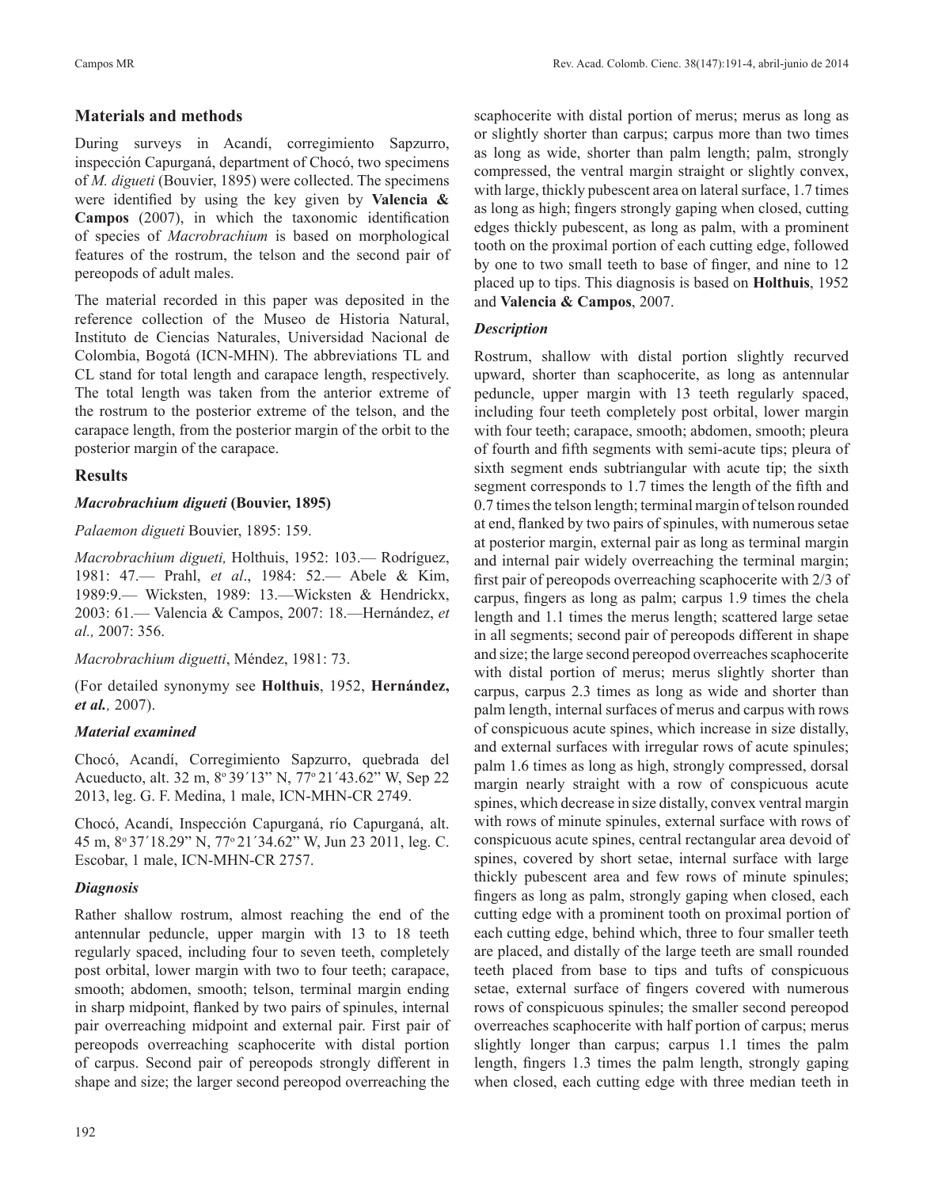## Materials and methods

During surveys in Acandí, corregimiento Sapzurro, inspección Capurganá, department of Chocó, two specimens of *M. digueti* (Bouvier, 1895) were collected. The specimens were identified by using the key given by **Valencia & Campos** (2007), in which the taxonomic identification of species of *Macrobrachium* is based on morphological features of the rostrum, the telson and the second pair of pereopods of adult males.

The material recorded in this paper was deposited in the reference collection of the Museo de Historia Natural, Instituto de Ciencias Naturales, Universidad Nacional de Colombia, Bogotá (ICN-MHN). The abbreviations TL and CL stand for total length and carapace length, respectively. The total length was taken from the anterior extreme of the rostrum to the posterior extreme of the telson, and the carapace length, from the posterior margin of the orbit to the posterior margin of the carapace.

## Results

### *Macrobrachium digueti* (Bouvier, 1895)

*Palaemon digueti* Bouvier, 1895: 159.

*Macrobrachium digueti,* Holthuis, 1952: 103.— Rodríguez, 1981: 47.— Prahl, *et al*., 1984: 52.— Abele & Kim, 1989:9.— Wicksten, 1989: 13.—Wicksten & Hendrickx, 2003: 61.— Valencia & Campos, 2007: 18.—Hernández, *et al.,* 2007: 356.

*Macrobrachium diguetti*, Méndez, 1981: 73.

(For detailed synonymy see **Holthuis**, 1952, **Hernández, *et al.,*** 2007).

### *Material examined*

Chocó, Acandí, Corregimiento Sapzurro, quebrada del Acueducto, alt. 32 m, 8º 39´13" N, 77º 21´43.62" W, Sep 22 2013, leg. G. F. Medina, 1 male, ICN-MHN-CR 2749.

Chocó, Acandí, Inspección Capurganá, río Capurganá, alt. 45 m, 8º 37´18.29" N, 77º 21´34.62" W, Jun 23 2011, leg. C. Escobar, 1 male, ICN-MHN-CR 2757.

### *Diagnosis*

Rather shallow rostrum, almost reaching the end of the antennular peduncle, upper margin with 13 to 18 teeth regularly spaced, including four to seven teeth, completely post orbital, lower margin with two to four teeth; carapace, smooth; abdomen, smooth; telson, terminal margin ending in sharp midpoint, flanked by two pairs of spinules, internal pair overreaching midpoint and external pair. First pair of pereopods overreaching scaphocerite with distal portion of carpus. Second pair of pereopods strongly different in shape and size; the larger second pereopod overreaching the scaphocerite with distal portion of merus; merus as long as or slightly shorter than carpus; carpus more than two times as long as wide, shorter than palm length; palm, strongly compressed, the ventral margin straight or slightly convex, with large, thickly pubescent area on lateral surface, 1.7 times as long as high; fingers strongly gaping when closed, cutting edges thickly pubescent, as long as palm, with a prominent tooth on the proximal portion of each cutting edge, followed by one to two small teeth to base of finger, and nine to 12 placed up to tips. This diagnosis is based on **Holthuis**, 1952 and **Valencia & Campos**, 2007.

### *Description*

Rostrum, shallow with distal portion slightly recurved upward, shorter than scaphocerite, as long as antennular peduncle, upper margin with 13 teeth regularly spaced, including four teeth completely post orbital, lower margin with four teeth; carapace, smooth; abdomen, smooth; pleura of fourth and fifth segments with semi-acute tips; pleura of sixth segment ends subtriangular with acute tip; the sixth segment corresponds to 1.7 times the length of the fifth and 0.7 times the telson length; terminal margin of telson rounded at end, flanked by two pairs of spinules, with numerous setae at posterior margin, external pair as long as terminal margin and internal pair widely overreaching the terminal margin; first pair of pereopods overreaching scaphocerite with 2/3 of carpus, fingers as long as palm; carpus 1.9 times the chela length and 1.1 times the merus length; scattered large setae in all segments; second pair of pereopods different in shape and size; the large second pereopod overreaches scaphocerite with distal portion of merus; merus slightly shorter than carpus, carpus 2.3 times as long as wide and shorter than palm length, internal surfaces of merus and carpus with rows of conspicuous acute spines, which increase in size distally, and external surfaces with irregular rows of acute spinules; palm 1.6 times as long as high, strongly compressed, dorsal margin nearly straight with a row of conspicuous acute spines, which decrease in size distally, convex ventral margin with rows of minute spinules, external surface with rows of conspicuous acute spines, central rectangular area devoid of spines, covered by short setae, internal surface with large thickly pubescent area and few rows of minute spinules; fingers as long as palm, strongly gaping when closed, each cutting edge with a prominent tooth on proximal portion of each cutting edge, behind which, three to four smaller teeth are placed, and distally of the large teeth are small rounded teeth placed from base to tips and tufts of conspicuous setae, external surface of fingers covered with numerous rows of conspicuous spinules; the smaller second pereopod overreaches scaphocerite with half portion of carpus; merus slightly longer than carpus; carpus 1.1 times the palm length, fingers 1.3 times the palm length, strongly gaping when closed, each cutting edge with three median teeth in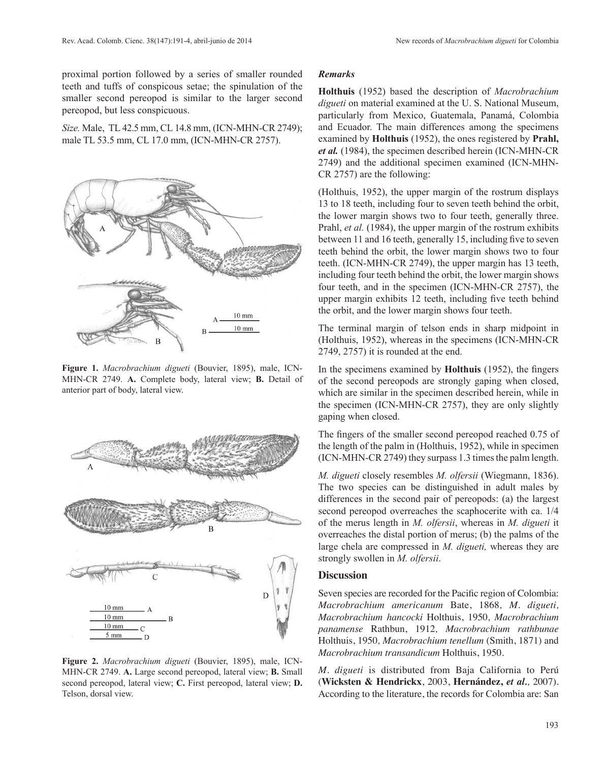proximal portion followed by a series of smaller rounded teeth and tuffs of conspicous setae; the spinulation of the smaller second pereopod is similar to the larger second pereopod, but less conspicuous.

*Size.* Male, TL 42.5 mm, CL 14.8 mm, (ICN-MHN-CR 2749); male TL 53.5 mm, CL 17.0 mm, (ICN-MHN-CR 2757).

**Figure 1.** *Macrobrachium digueti* (Bouvier, 1895), male, ICN-MHN-CR 2749. **A.** Complete body, lateral view; **B.** Detail of anterior part of body, lateral view.

**Figure 2.** *Macrobrachium digueti* (Bouvier, 1895), male, ICN-MHN-CR 2749. **A.** Large second pereopod, lateral view; **B.** Small second pereopod, lateral view; **C.** First pereopod, lateral view; **D.** Telson, dorsal view.

### *Remarks*

**Holthuis** (1952) based the description of *Macrobrachium digueti* on material examined at the U. S. National Museum, particularly from Mexico, Guatemala, Panamá, Colombia and Ecuador. The main differences among the specimens examined by **Holthuis** (1952), the ones registered by ***Prahl, et al.*** (1984), the specimen described herein (ICN-MHN-CR 2749) and the additional specimen examined (ICN-MHN-CR 2757) are the following:

(Holthuis, 1952), the upper margin of the rostrum displays 13 to 18 teeth, including four to seven teeth behind the orbit, the lower margin shows two to four teeth, generally three. Prahl, *et al.* (1984), the upper margin of the rostrum exhibits between 11 and 16 teeth, generally 15, including five to seven teeth behind the orbit, the lower margin shows two to four teeth. (ICN-MHN-CR 2749), the upper margin has 13 teeth, including four teeth behind the orbit, the lower margin shows four teeth, and in the specimen (ICN-MHN-CR 2757), the upper margin exhibits 12 teeth, including five teeth behind the orbit, and the lower margin shows four teeth.

The terminal margin of telson ends in sharp midpoint in (Holthuis, 1952), whereas in the specimens (ICN-MHN-CR 2749, 2757) it is rounded at the end.

In the specimens examined by **Holthuis** (1952), the fingers of the second pereopods are strongly gaping when closed, which are similar in the specimen described herein, while in the specimen (ICN-MHN-CR 2757), they are only slightly gaping when closed.

The fingers of the smaller second pereopod reached 0.75 of the length of the palm in (Holthuis, 1952), while in specimen (ICN-MHN-CR 2749) they surpass 1.3 times the palm length.

*M. digueti* closely resembles *M. olfersii* (Wiegmann, 1836). The two species can be distinguished in adult males by differences in the second pair of pereopods: (a) the largest second pereopod overreaches the scaphocerite with ca. 1/4 of the merus length in *M. olfersii*, whereas in *M. digueti* it overreaches the distal portion of merus; (b) the palms of the large chela are compressed in *M. digueti,* whereas they are strongly swollen in *M. olfersii*.

## Discussion

Seven species are recorded for the Pacific region of Colombia: *Macrobrachium americanum* Bate, 1868*, M. digueti, Macrobrachium hancocki* Holthuis, 1950*, Macrobrachium panamense* Rathbun, 1912*, Macrobrachium rathbunae* Holthuis, 1950*, Macrobrachium tenellum* (Smith, 1871) and *Macrobrachium transandicum* Holthuis, 1950.

*M. digueti* is distributed from Baja California to Perú (**Wicksten & Hendrickx**, 2003, **Hernández,** ***et al.,*** 2007). According to the literature, the records for Colombia are: San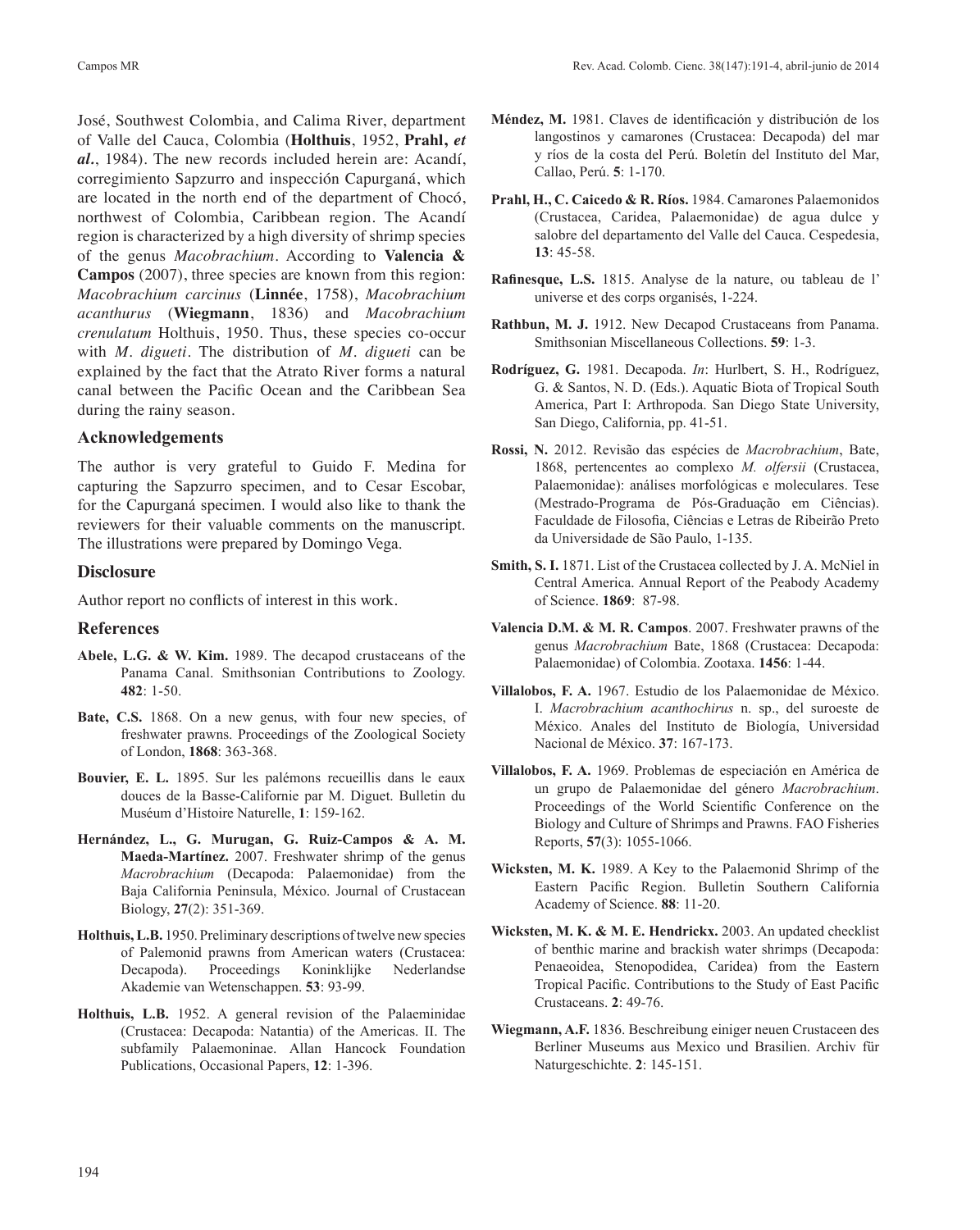José, Southwest Colombia, and Calima River, department of Valle del Cauca, Colombia (**Holthuis**, 1952, **Prahl,** ***et al.***, 1984). The new records included herein are: Acandí, corregimiento Sapzurro and inspección Capurganá, which are located in the north end of the department of Chocó, northwest of Colombia, Caribbean region. The Acandí region is characterized by a high diversity of shrimp species of the genus *Macobrachium*. According to **Valencia & Campos** (2007), three species are known from this region: *Macobrachium carcinus* (**Linnée**, 1758), *Macobrachium acanthurus* (**Wiegmann**, 1836) and *Macobrachium crenulatum* Holthuis, 1950. Thus, these species co-occur with *M. digueti*. The distribution of *M. digueti* can be explained by the fact that the Atrato River forms a natural canal between the Pacific Ocean and the Caribbean Sea during the rainy season.

## Acknowledgements

The author is very grateful to Guido F. Medina for capturing the Sapzurro specimen, and to Cesar Escobar, for the Capurganá specimen. I would also like to thank the reviewers for their valuable comments on the manuscript. The illustrations were prepared by Domingo Vega.

## Disclosure

Author report no conflicts of interest in this work.

## References

**Abele, L.G. & W. Kim.** 1989. The decapod crustaceans of the Panama Canal. Smithsonian Contributions to Zoology. **482**: 1-50.

**Bate, C.S.** 1868. On a new genus, with four new species, of freshwater prawns. Proceedings of the Zoological Society of London, **1868**: 363-368.

**Bouvier, E. L.** 1895. Sur les palémons recueillis dans le eaux douces de la Basse-Californie par M. Diguet. Bulletin du Muséum d'Histoire Naturelle, **1**: 159-162.

**Hernández, L., G. Murugan, G. Ruiz-Campos & A. M. Maeda-Martínez.** 2007. Freshwater shrimp of the genus *Macrobrachium* (Decapoda: Palaemonidae) from the Baja California Peninsula, México. Journal of Crustacean Biology, **27**(2): 351-369.

**Holthuis, L.B.** 1950. Preliminary descriptions of twelve new species of Palemonid prawns from American waters (Crustacea: Decapoda). Proceedings Koninklijke Nederlandse Akademie van Wetenschappen. **53**: 93-99.

**Holthuis, L.B.** 1952. A general revision of the Palaeminidae (Crustacea: Decapoda: Natantia) of the Americas. II. The subfamily Palaemoninae. Allan Hancock Foundation Publications, Occasional Papers, **12**: 1-396.

**Méndez, M.** 1981. Claves de identificación y distribución de los langostinos y camarones (Crustacea: Decapoda) del mar y ríos de la costa del Perú. Boletín del Instituto del Mar, Callao, Perú. **5**: 1-170.

**Prahl, H., C. Caicedo & R. Ríos.** 1984. Camarones Palaemonidos (Crustacea, Caridea, Palaemonidae) de agua dulce y salobre del departamento del Valle del Cauca. Cespedesia, **13**: 45-58.

**Rafinesque, L.S.** 1815. Analyse de la nature, ou tableau de l' universe et des corps organisés, 1-224.

**Rathbun, M. J.** 1912. New Decapod Crustaceans from Panama. Smithsonian Miscellaneous Collections. **59**: 1-3.

**Rodríguez, G.** 1981. Decapoda. *In*: Hurlbert, S. H., Rodríguez, G. & Santos, N. D. (Eds.). Aquatic Biota of Tropical South America, Part I: Arthropoda. San Diego State University, San Diego, California, pp. 41-51.

**Rossi, N.** 2012. Revisão das espécies de *Macrobrachium*, Bate, 1868, pertencentes ao complexo *M. olfersii* (Crustacea, Palaemonidae): análises morfológicas e moleculares. Tese (Mestrado-Programa de Pós-Graduação em Ciências). Faculdade de Filosofia, Ciências e Letras de Ribeirão Preto da Universidade de São Paulo, 1-135.

**Smith, S. I.** 1871. List of the Crustacea collected by J. A. McNiel in Central America. Annual Report of the Peabody Academy of Science. **1869**: 87-98.

**Valencia D.M. & M. R. Campos**. 2007. Freshwater prawns of the genus *Macrobrachium* Bate, 1868 (Crustacea: Decapoda: Palaemonidae) of Colombia. Zootaxa. **1456**: 1-44.

**Villalobos, F. A.** 1967. Estudio de los Palaemonidae de México. I. *Macrobrachium acanthochirus* n. sp., del suroeste de México. Anales del Instituto de Biología, Universidad Nacional de México. **37**: 167-173.

**Villalobos, F. A.** 1969. Problemas de especiación en América de un grupo de Palaemonidae del género *Macrobrachium*. Proceedings of the World Scientific Conference on the Biology and Culture of Shrimps and Prawns. FAO Fisheries Reports, **57**(3): 1055-1066.

**Wicksten, M. K.** 1989. A Key to the Palaemonid Shrimp of the Eastern Pacific Region. Bulletin Southern California Academy of Science. **88**: 11-20.

**Wicksten, M. K. & M. E. Hendrickx.** 2003. An updated checklist of benthic marine and brackish water shrimps (Decapoda: Penaeoidea, Stenopodidea, Caridea) from the Eastern Tropical Pacific. Contributions to the Study of East Pacific Crustaceans. **2**: 49-76.

**Wiegmann, A.F.** 1836. Beschreibung einiger neuen Crustaceen des Berliner Museums aus Mexico und Brasilien. Archiv für Naturgeschichte. **2**: 145-151.